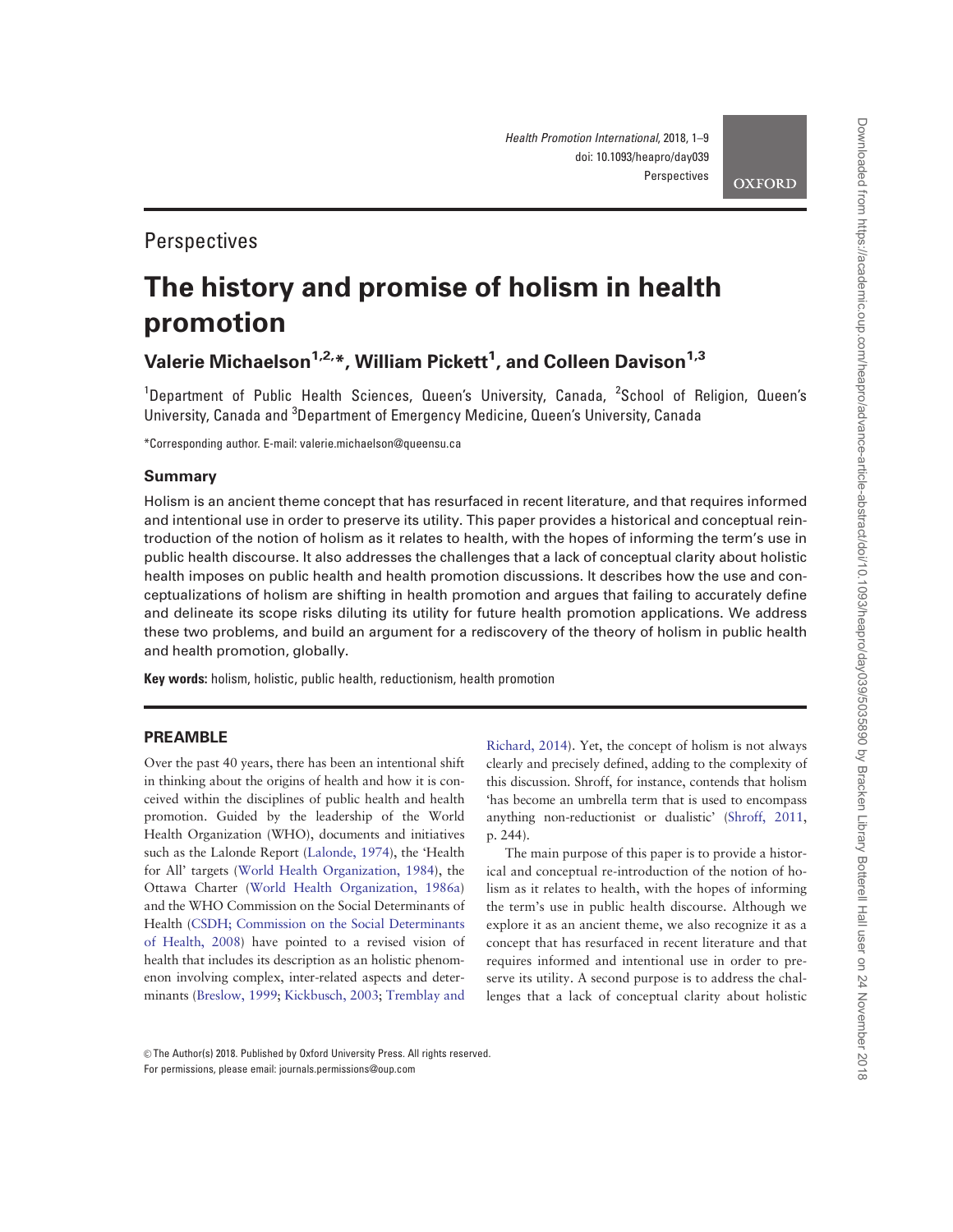## Perspectives

# The history and promise of holism in health promotion

**Valerie Michaelson[1,2,*], William Pickett[1], and Colleen Davison[1,3]**

[1]Department of Public Health Sciences, Queen's University, Canada, [2]School of Religion, Queen's University, Canada and [3]Department of Emergency Medicine, Queen's University, Canada

*Corresponding author. E-mail: valerie.michaelson@queensu.ca

### Summary

Holism is an ancient theme concept that has resurfaced in recent literature, and that requires informed and intentional use in order to preserve its utility. This paper provides a historical and conceptual reintroduction of the notion of holism as it relates to health, with the hopes of informing the term's use in public health discourse. It also addresses the challenges that a lack of conceptual clarity about holistic health imposes on public health and health promotion discussions. It describes how the use and conceptualizations of holism are shifting in health promotion and argues that failing to accurately define and delineate its scope risks diluting its utility for future health promotion applications. We address these two problems, and build an argument for a rediscovery of the theory of holism in public health and health promotion, globally.

**Key words:** holism, holistic, public health, reductionism, health promotion

## PREAMBLE

Over the past 40 years, there has been an intentional shift in thinking about the origins of health and how it is conceived within the disciplines of public health and health promotion. Guided by the leadership of the World Health Organization (WHO), documents and initiatives such as the Lalonde Report (Lalonde, 1974), the 'Health for All' targets (World Health Organization, 1984), the Ottawa Charter (World Health Organization, 1986a) and the WHO Commission on the Social Determinants of Health (CSDH; Commission on the Social Determinants of Health, 2008) have pointed to a revised vision of health that includes its description as an holistic phenomenon involving complex, inter-related aspects and determinants (Breslow, 1999; Kickbusch, 2003; Tremblay and Richard, 2014). Yet, the concept of holism is not always clearly and precisely defined, adding to the complexity of this discussion. Shroff, for instance, contends that holism 'has become an umbrella term that is used to encompass anything non-reductionist or dualistic' (Shroff, 2011, p. 244).

The main purpose of this paper is to provide a historical and conceptual re-introduction of the notion of holism as it relates to health, with the hopes of informing the term's use in public health discourse. Although we explore it as an ancient theme, we also recognize it as a concept that has resurfaced in recent literature and that requires informed and intentional use in order to preserve its utility. A second purpose is to address the challenges that a lack of conceptual clarity about holistic

© The Author(s) 2018. Published by Oxford University Press. All rights reserved.
For permissions, please email: journals.permissions@oup.com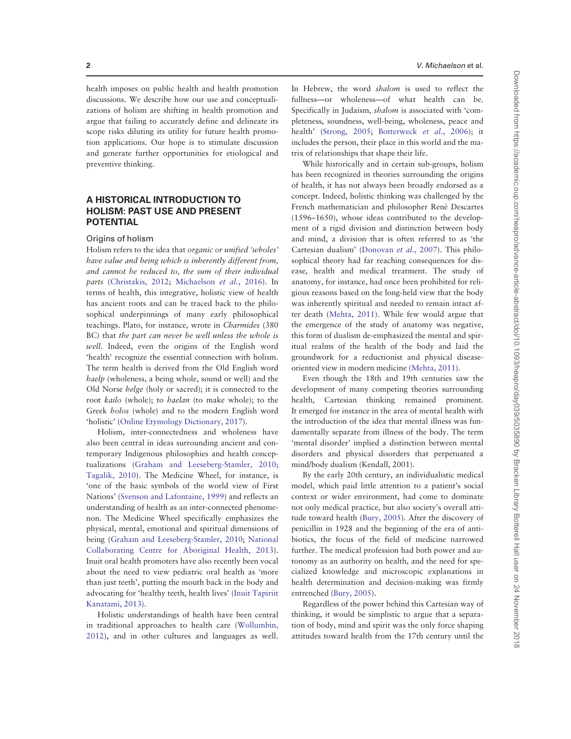health imposes on public health and health promotion discussions. We describe how our use and conceptualizations of holism are shifting in health promotion and argue that failing to accurately define and delineate its scope risks diluting its utility for future health promotion applications. Our hope is to stimulate discussion and generate further opportunities for etiological and preventive thinking.

## A HISTORICAL INTRODUCTION TO HOLISM: PAST USE AND PRESENT POTENTIAL

### Origins of holism

Holism refers to the idea that *organic or unified 'wholes' have value and being which is inherently different from, and cannot be reduced to, the sum of their individual parts* (Christakis, 2012; Michaelson *et al.*, 2016). In terms of health, this integrative, holistic view of health has ancient roots and can be traced back to the philosophical underpinnings of many early philosophical teachings. Plato, for instance, wrote in *Charmides* (380 BC) that *the part can never be well unless the whole is well*. Indeed, even the origins of the English word 'health' recognize the essential connection with holism. The term health is derived from the Old English word *haelp* (wholeness, a being whole, sound or well) and the Old Norse *helge* (holy or sacred); it is connected to the root *kailo* (whole); to *haelan* (to make whole); to the Greek *holos* (whole) and to the modern English word 'holistic' (Online Etymology Dictionary, 2017).

Holism, inter-connectedness and wholeness have also been central in ideas surrounding ancient and contemporary Indigenous philosophies and health conceptualizations (Graham and Leeseberg-Stamler, 2010; Tagalik, 2010). The Medicine Wheel, for instance, is 'one of the basic symbols of the world view of First Nations' (Svenson and Lafontaine, 1999) and reflects an understanding of health as an inter-connected phenomenon. The Medicine Wheel specifically emphasizes the physical, mental, emotional and spiritual dimensions of being (Graham and Leeseberg-Stamler, 2010; National Collaborating Centre for Aboriginal Health, 2013). Inuit oral health promoters have also recently been vocal about the need to view pediatric oral health as 'more than just teeth', putting the mouth back in the body and advocating for 'healthy teeth, health lives' (Inuit Tapiriit Kanatami, 2013).

Holistic understandings of health have been central in traditional approaches to health care (Wollumbin, 2012), and in other cultures and languages as well. In Hebrew, the word *shalom* is used to reflect the fullness—or wholeness—of what health can be. Specifically in Judaism, *shalom* is associated with 'completeness, soundness, well-being, wholeness, peace and health' (Strong, 2005; Botterweck *et al.*, 2006); it includes the person, their place in this world and the matrix of relationships that shape their life.

While historically and in certain sub-groups, holism has been recognized in theories surrounding the origins of health, it has not always been broadly endorsed as a concept. Indeed, holistic thinking was challenged by the French mathematician and philosopher René Descartes (1596–1650), whose ideas contributed to the development of a rigid division and distinction between body and mind, a division that is often referred to as 'the Cartesian dualism' (Donovan *et al.*, 2007). This philosophical theory had far reaching consequences for disease, health and medical treatment. The study of anatomy, for instance, had once been prohibited for religious reasons based on the long-held view that the body was inherently spiritual and needed to remain intact after death (Mehta, 2011). While few would argue that the emergence of the study of anatomy was negative, this form of dualism de-emphasized the mental and spiritual realms of the health of the body and laid the groundwork for a reductionist and physical disease-oriented view in modern medicine (Mehta, 2011).

Even though the 18th and 19th centuries saw the development of many competing theories surrounding health, Cartesian thinking remained prominent. It emerged for instance in the area of mental health with the introduction of the idea that mental illness was fundamentally separate from illness of the body. The term 'mental disorder' implied a distinction between mental disorders and physical disorders that perpetuated a mind/body dualism (Kendall, 2001).

By the early 20th century, an individualistic medical model, which paid little attention to a patient's social context or wider environment, had come to dominate not only medical practice, but also society's overall attitude toward health (Bury, 2005). After the discovery of penicillin in 1928 and the beginning of the era of antibiotics, the focus of the field of medicine narrowed further. The medical profession had both power and autonomy as an authority on health, and the need for specialized knowledge and microscopic explanations in health determination and decision-making was firmly entrenched (Bury, 2005).

Regardless of the power behind this Cartesian way of thinking, it would be simplistic to argue that a separation of body, mind and spirit was the only force shaping attitudes toward health from the 17th century until the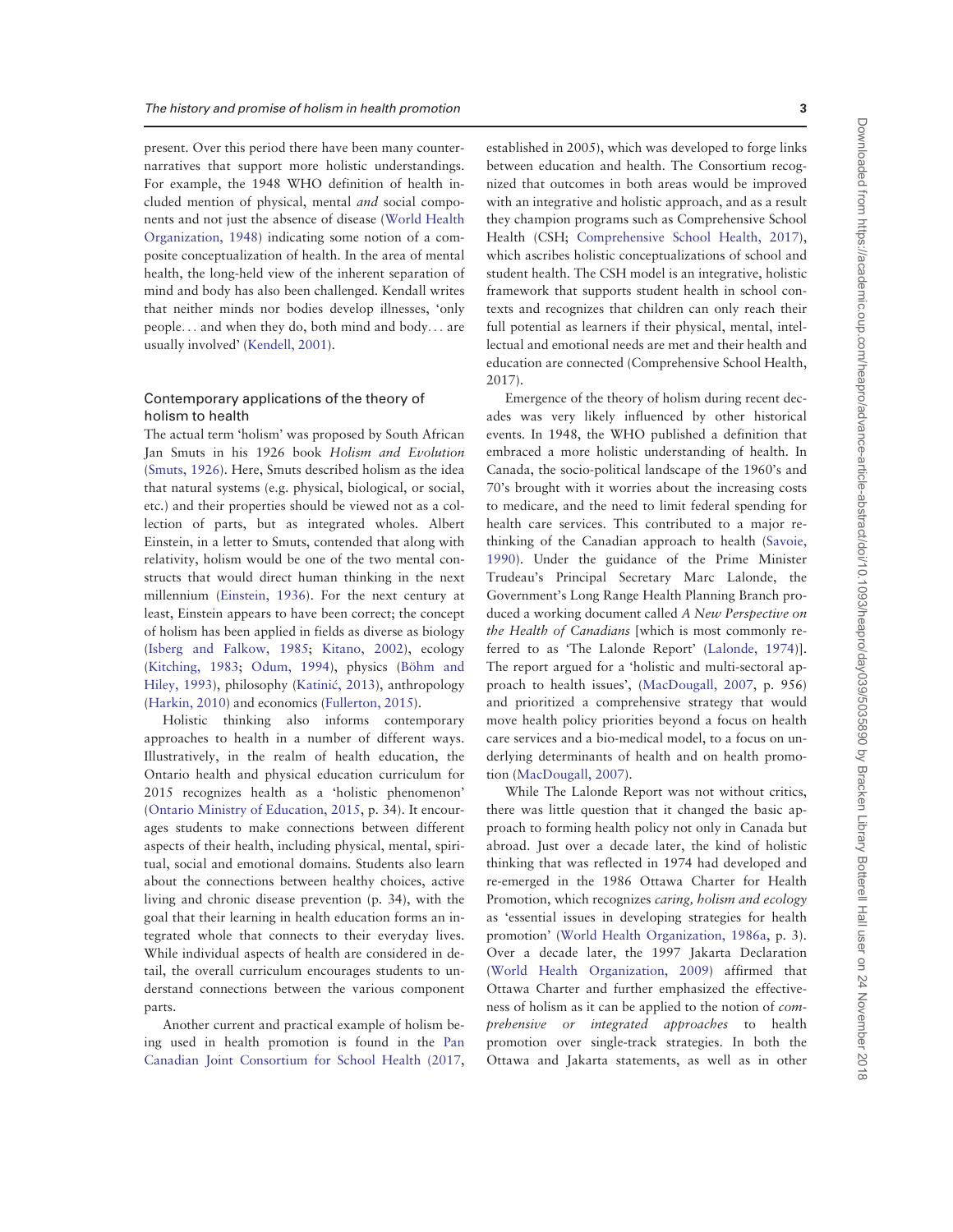present. Over this period there have been many counter-narratives that support more holistic understandings. For example, the 1948 WHO definition of health included mention of physical, mental *and* social components and not just the absence of disease (World Health Organization, 1948) indicating some notion of a composite conceptualization of health. In the area of mental health, the long-held view of the inherent separation of mind and body has also been challenged. Kendall writes that neither minds nor bodies develop illnesses, 'only people... and when they do, both mind and body... are usually involved' (Kendell, 2001).

## Contemporary applications of the theory of holism to health

The actual term 'holism' was proposed by South African Jan Smuts in his 1926 book *Holism and Evolution* (Smuts, 1926). Here, Smuts described holism as the idea that natural systems (e.g. physical, biological, or social, etc.) and their properties should be viewed not as a collection of parts, but as integrated wholes. Albert Einstein, in a letter to Smuts, contended that along with relativity, holism would be one of the two mental constructs that would direct human thinking in the next millennium (Einstein, 1936). For the next century at least, Einstein appears to have been correct; the concept of holism has been applied in fields as diverse as biology (Isberg and Falkow, 1985; Kitano, 2002), ecology (Kitching, 1983; Odum, 1994), physics (Böhm and Hiley, 1993), philosophy (Katinić, 2013), anthropology (Harkin, 2010) and economics (Fullerton, 2015).

Holistic thinking also informs contemporary approaches to health in a number of different ways. Illustratively, in the realm of health education, the Ontario health and physical education curriculum for 2015 recognizes health as a 'holistic phenomenon' (Ontario Ministry of Education, 2015, p. 34). It encourages students to make connections between different aspects of their health, including physical, mental, spiritual, social and emotional domains. Students also learn about the connections between healthy choices, active living and chronic disease prevention (p. 34), with the goal that their learning in health education forms an integrated whole that connects to their everyday lives. While individual aspects of health are considered in detail, the overall curriculum encourages students to understand connections between the various component parts.

Another current and practical example of holism being used in health promotion is found in the Pan Canadian Joint Consortium for School Health (2017, established in 2005), which was developed to forge links between education and health. The Consortium recognized that outcomes in both areas would be improved with an integrative and holistic approach, and as a result they champion programs such as Comprehensive School Health (CSH; Comprehensive School Health, 2017), which ascribes holistic conceptualizations of school and student health. The CSH model is an integrative, holistic framework that supports student health in school contexts and recognizes that children can only reach their full potential as learners if their physical, mental, intellectual and emotional needs are met and their health and education are connected (Comprehensive School Health, 2017).

Emergence of the theory of holism during recent decades was very likely influenced by other historical events. In 1948, the WHO published a definition that embraced a more holistic understanding of health. In Canada, the socio-political landscape of the 1960's and 70's brought with it worries about the increasing costs to medicare, and the need to limit federal spending for health care services. This contributed to a major rethinking of the Canadian approach to health (Savoie, 1990). Under the guidance of the Prime Minister Trudeau's Principal Secretary Marc Lalonde, the Government's Long Range Health Planning Branch produced a working document called *A New Perspective on the Health of Canadians* [which is most commonly referred to as 'The Lalonde Report' (Lalonde, 1974)]. The report argued for a 'holistic and multi-sectoral approach to health issues', (MacDougall, 2007, p. 956) and prioritized a comprehensive strategy that would move health policy priorities beyond a focus on health care services and a bio-medical model, to a focus on underlying determinants of health and on health promotion (MacDougall, 2007).

While The Lalonde Report was not without critics, there was little question that it changed the basic approach to forming health policy not only in Canada but abroad. Just over a decade later, the kind of holistic thinking that was reflected in 1974 had developed and re-emerged in the 1986 Ottawa Charter for Health Promotion, which recognizes *caring, holism and ecology* as 'essential issues in developing strategies for health promotion' (World Health Organization, 1986a, p. 3). Over a decade later, the 1997 Jakarta Declaration (World Health Organization, 2009) affirmed that Ottawa Charter and further emphasized the effectiveness of holism as it can be applied to the notion of *comprehensive or integrated approaches* to health promotion over single-track strategies. In both the Ottawa and Jakarta statements, as well as in other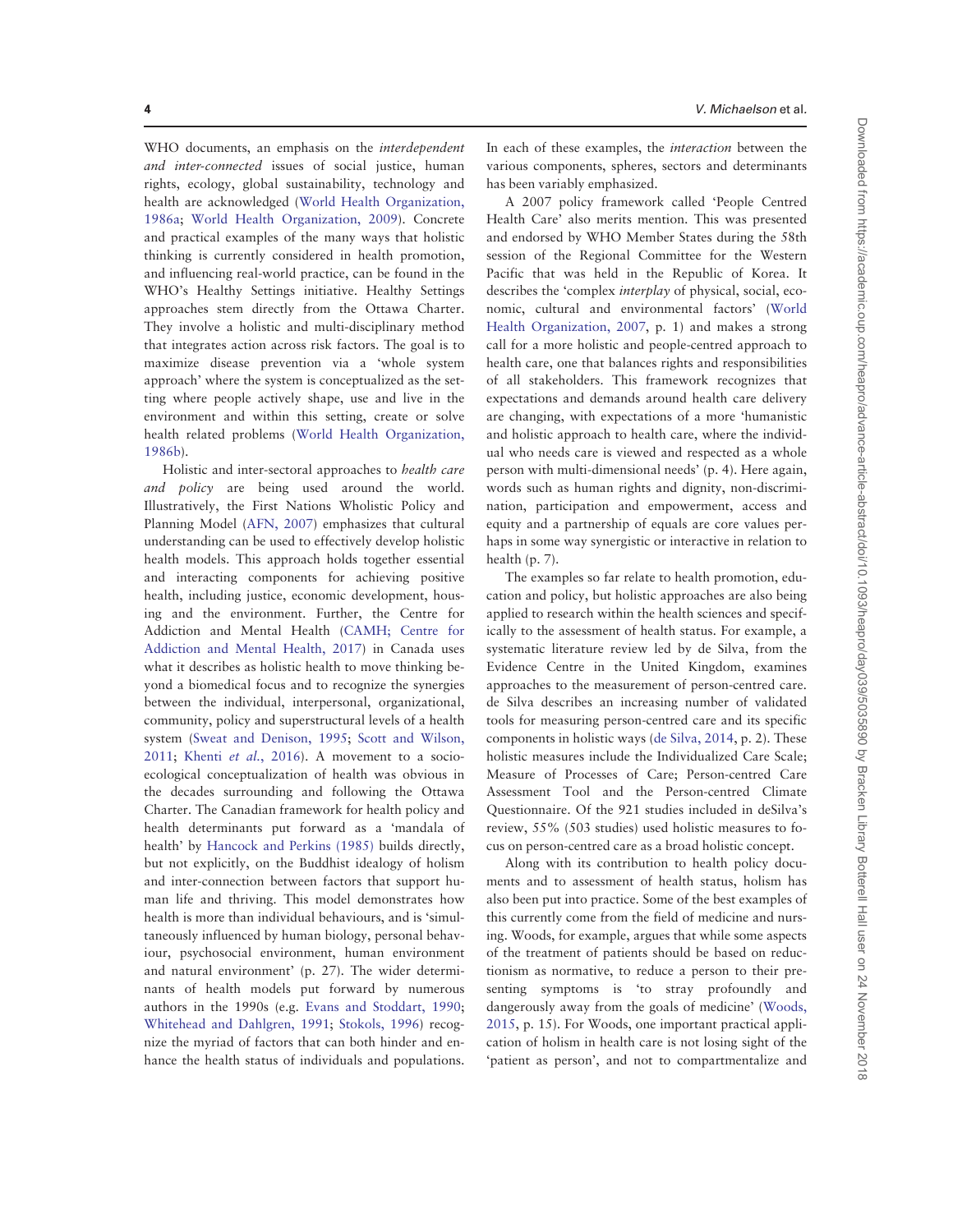WHO documents, an emphasis on the *interdependent and inter-connected* issues of social justice, human rights, ecology, global sustainability, technology and health are acknowledged (World Health Organization, 1986a; World Health Organization, 2009). Concrete and practical examples of the many ways that holistic thinking is currently considered in health promotion, and influencing real-world practice, can be found in the WHO's Healthy Settings initiative. Healthy Settings approaches stem directly from the Ottawa Charter. They involve a holistic and multi-disciplinary method that integrates action across risk factors. The goal is to maximize disease prevention via a 'whole system approach' where the system is conceptualized as the setting where people actively shape, use and live in the environment and within this setting, create or solve health related problems (World Health Organization, 1986b).

Holistic and inter-sectoral approaches to *health care and policy* are being used around the world. Illustratively, the First Nations Wholistic Policy and Planning Model (AFN, 2007) emphasizes that cultural understanding can be used to effectively develop holistic health models. This approach holds together essential and interacting components for achieving positive health, including justice, economic development, housing and the environment. Further, the Centre for Addiction and Mental Health (CAMH; Centre for Addiction and Mental Health, 2017) in Canada uses what it describes as holistic health to move thinking beyond a biomedical focus and to recognize the synergies between the individual, interpersonal, organizational, community, policy and superstructural levels of a health system (Sweat and Denison, 1995; Scott and Wilson, 2011; Khenti *et al.*, 2016). A movement to a socio-ecological conceptualization of health was obvious in the decades surrounding and following the Ottawa Charter. The Canadian framework for health policy and health determinants put forward as a 'mandala of health' by Hancock and Perkins (1985) builds directly, but not explicitly, on the Buddhist idealogy of holism and inter-connection between factors that support human life and thriving. This model demonstrates how health is more than individual behaviours, and is 'simultaneously influenced by human biology, personal behaviour, psychosocial environment, human environment and natural environment' (p. 27). The wider determinants of health models put forward by numerous authors in the 1990s (e.g. Evans and Stoddart, 1990; Whitehead and Dahlgren, 1991; Stokols, 1996) recognize the myriad of factors that can both hinder and enhance the health status of individuals and populations. In each of these examples, the *interaction* between the various components, spheres, sectors and determinants has been variably emphasized.

A 2007 policy framework called 'People Centred Health Care' also merits mention. This was presented and endorsed by WHO Member States during the 58th session of the Regional Committee for the Western Pacific that was held in the Republic of Korea. It describes the 'complex *interplay* of physical, social, economic, cultural and environmental factors' (World Health Organization, 2007, p. 1) and makes a strong call for a more holistic and people-centred approach to health care, one that balances rights and responsibilities of all stakeholders. This framework recognizes that expectations and demands around health care delivery are changing, with expectations of a more 'humanistic and holistic approach to health care, where the individual who needs care is viewed and respected as a whole person with multi-dimensional needs' (p. 4). Here again, words such as human rights and dignity, non-discrimination, participation and empowerment, access and equity and a partnership of equals are core values perhaps in some way synergistic or interactive in relation to health (p. 7).

The examples so far relate to health promotion, education and policy, but holistic approaches are also being applied to research within the health sciences and specifically to the assessment of health status. For example, a systematic literature review led by de Silva, from the Evidence Centre in the United Kingdom, examines approaches to the measurement of person-centred care. de Silva describes an increasing number of validated tools for measuring person-centred care and its specific components in holistic ways (de Silva, 2014, p. 2). These holistic measures include the Individualized Care Scale; Measure of Processes of Care; Person-centred Care Assessment Tool and the Person-centred Climate Questionnaire. Of the 921 studies included in deSilva's review, 55% (503 studies) used holistic measures to focus on person-centred care as a broad holistic concept.

Along with its contribution to health policy documents and to assessment of health status, holism has also been put into practice. Some of the best examples of this currently come from the field of medicine and nursing. Woods, for example, argues that while some aspects of the treatment of patients should be based on reductionism as normative, to reduce a person to their presenting symptoms is 'to stray profoundly and dangerously away from the goals of medicine' (Woods, 2015, p. 15). For Woods, one important practical application of holism in health care is not losing sight of the 'patient as person', and not to compartmentalize and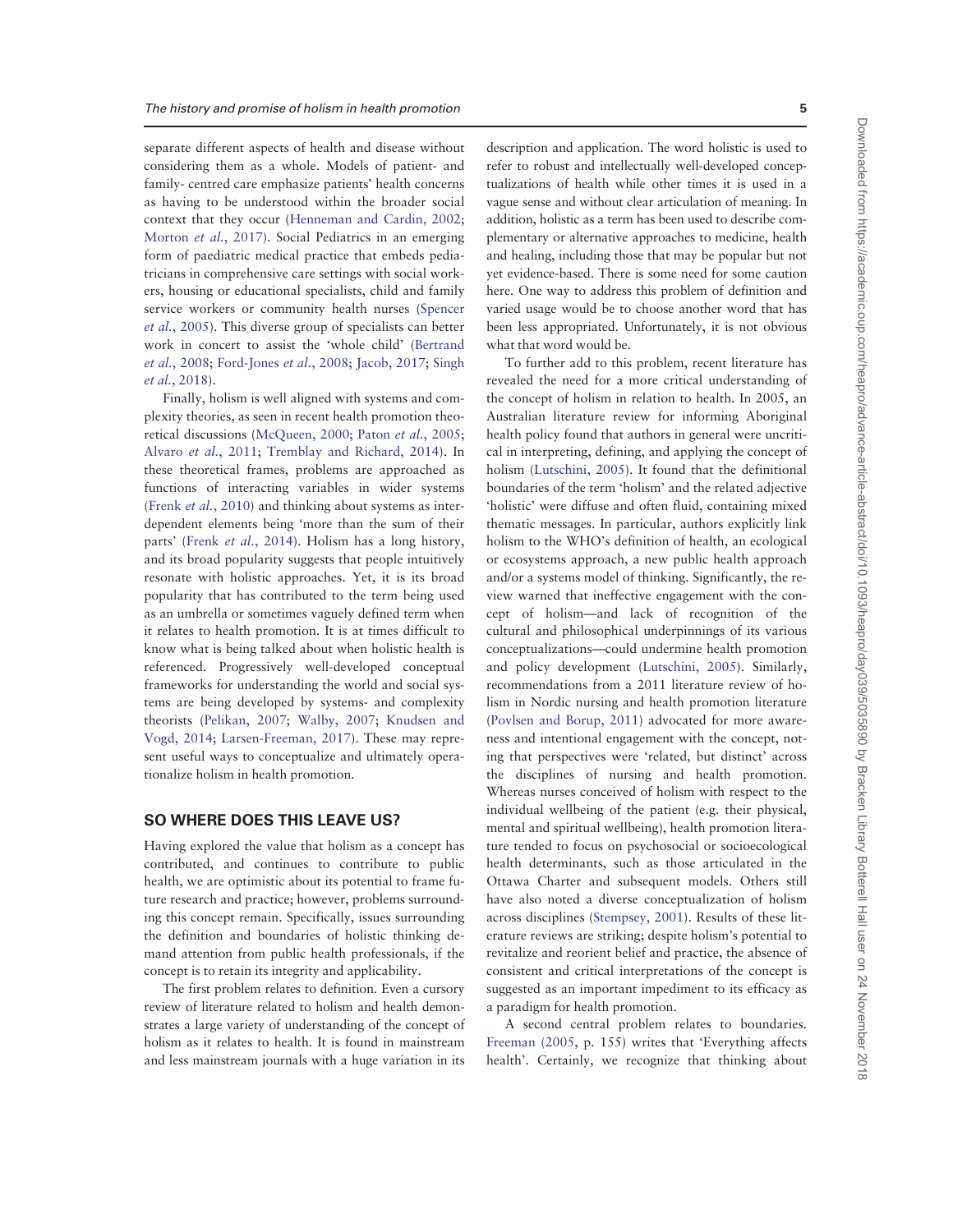separate different aspects of health and disease without considering them as a whole. Models of patient- and family- centred care emphasize patients' health concerns as having to be understood within the broader social context that they occur (Henneman and Cardin, 2002; Morton *et al.*, 2017). Social Pediatrics in an emerging form of paediatric medical practice that embeds pediatricians in comprehensive care settings with social workers, housing or educational specialists, child and family service workers or community health nurses (Spencer *et al.*, 2005). This diverse group of specialists can better work in concert to assist the 'whole child' (Bertrand *et al.*, 2008; Ford-Jones *et al.*, 2008; Jacob, 2017; Singh *et al.*, 2018).

Finally, holism is well aligned with systems and complexity theories, as seen in recent health promotion theoretical discussions (McQueen, 2000; Paton *et al.*, 2005; Alvaro *et al.*, 2011; Tremblay and Richard, 2014). In these theoretical frames, problems are approached as functions of interacting variables in wider systems (Frenk *et al.*, 2010) and thinking about systems as interdependent elements being 'more than the sum of their parts' (Frenk *et al.*, 2014). Holism has a long history, and its broad popularity suggests that people intuitively resonate with holistic approaches. Yet, it is its broad popularity that has contributed to the term being used as an umbrella or sometimes vaguely defined term when it relates to health promotion. It is at times difficult to know what is being talked about when holistic health is referenced. Progressively well-developed conceptual frameworks for understanding the world and social systems are being developed by systems- and complexity theorists (Pelikan, 2007; Walby, 2007; Knudsen and Vogd, 2014; Larsen-Freeman, 2017). These may represent useful ways to conceptualize and ultimately operationalize holism in health promotion.

## SO WHERE DOES THIS LEAVE US?

Having explored the value that holism as a concept has contributed, and continues to contribute to public health, we are optimistic about its potential to frame future research and practice; however, problems surrounding this concept remain. Specifically, issues surrounding the definition and boundaries of holistic thinking demand attention from public health professionals, if the concept is to retain its integrity and applicability.

The first problem relates to definition. Even a cursory review of literature related to holism and health demonstrates a large variety of understanding of the concept of holism as it relates to health. It is found in mainstream and less mainstream journals with a huge variation in its description and application. The word holistic is used to refer to robust and intellectually well-developed conceptualizations of health while other times it is used in a vague sense and without clear articulation of meaning. In addition, holistic as a term has been used to describe complementary or alternative approaches to medicine, health and healing, including those that may be popular but not yet evidence-based. There is some need for some caution here. One way to address this problem of definition and varied usage would be to choose another word that has been less appropriated. Unfortunately, it is not obvious what that word would be.

To further add to this problem, recent literature has revealed the need for a more critical understanding of the concept of holism in relation to health. In 2005, an Australian literature review for informing Aboriginal health policy found that authors in general were uncritical in interpreting, defining, and applying the concept of holism (Lutschini, 2005). It found that the definitional boundaries of the term 'holism' and the related adjective 'holistic' were diffuse and often fluid, containing mixed thematic messages. In particular, authors explicitly link holism to the WHO's definition of health, an ecological or ecosystems approach, a new public health approach and/or a systems model of thinking. Significantly, the review warned that ineffective engagement with the concept of holism—and lack of recognition of the cultural and philosophical underpinnings of its various conceptualizations—could undermine health promotion and policy development (Lutschini, 2005). Similarly, recommendations from a 2011 literature review of holism in Nordic nursing and health promotion literature (Povlsen and Borup, 2011) advocated for more awareness and intentional engagement with the concept, noting that perspectives were 'related, but distinct' across the disciplines of nursing and health promotion. Whereas nurses conceived of holism with respect to the individual wellbeing of the patient (e.g. their physical, mental and spiritual wellbeing), health promotion literature tended to focus on psychosocial or socioecological health determinants, such as those articulated in the Ottawa Charter and subsequent models. Others still have also noted a diverse conceptualization of holism across disciplines (Stempsey, 2001). Results of these literature reviews are striking; despite holism's potential to revitalize and reorient belief and practice, the absence of consistent and critical interpretations of the concept is suggested as an important impediment to its efficacy as a paradigm for health promotion.

A second central problem relates to boundaries. Freeman (2005, p. 155) writes that 'Everything affects health'. Certainly, we recognize that thinking about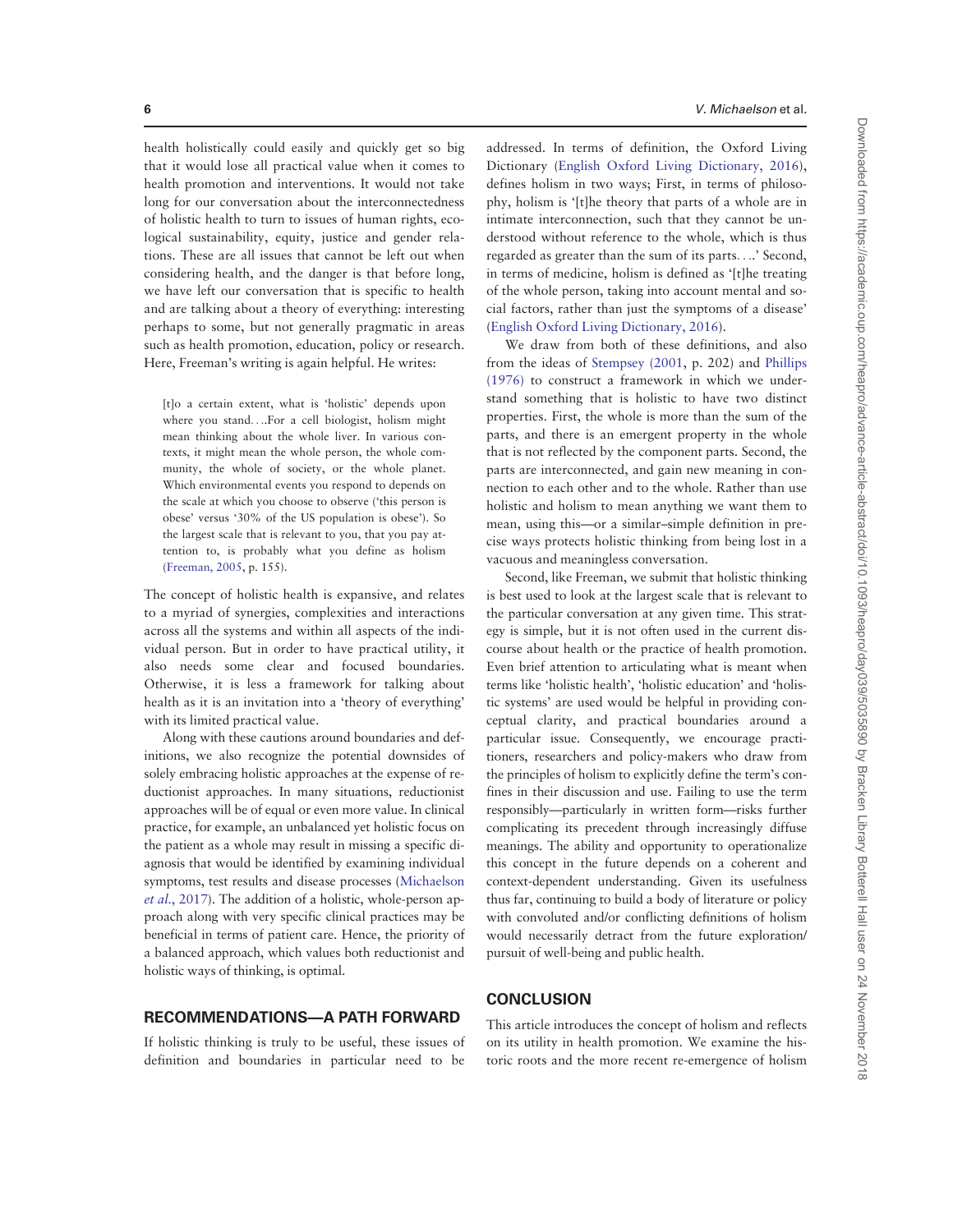health holistically could easily and quickly get so big that it would lose all practical value when it comes to health promotion and interventions. It would not take long for our conversation about the interconnectedness of holistic health to turn to issues of human rights, ecological sustainability, equity, justice and gender relations. These are all issues that cannot be left out when considering health, and the danger is that before long, we have left our conversation that is specific to health and are talking about a theory of everything: interesting perhaps to some, but not generally pragmatic in areas such as health promotion, education, policy or research. Here, Freeman's writing is again helpful. He writes:

> [t]o a certain extent, what is 'holistic' depends upon where you stand....For a cell biologist, holism might mean thinking about the whole liver. In various contexts, it might mean the whole person, the whole community, the whole of society, or the whole planet. Which environmental events you respond to depends on the scale at which you choose to observe ('this person is obese' versus '30% of the US population is obese'). So the largest scale that is relevant to you, that you pay attention to, is probably what you define as holism (Freeman, 2005, p. 155).

The concept of holistic health is expansive, and relates to a myriad of synergies, complexities and interactions across all the systems and within all aspects of the individual person. But in order to have practical utility, it also needs some clear and focused boundaries. Otherwise, it is less a framework for talking about health as it is an invitation into a 'theory of everything' with its limited practical value.

Along with these cautions around boundaries and definitions, we also recognize the potential downsides of solely embracing holistic approaches at the expense of reductionist approaches. In many situations, reductionist approaches will be of equal or even more value. In clinical practice, for example, an unbalanced yet holistic focus on the patient as a whole may result in missing a specific diagnosis that would be identified by examining individual symptoms, test results and disease processes (Michaelson *et al.*, 2017). The addition of a holistic, whole-person approach along with very specific clinical practices may be beneficial in terms of patient care. Hence, the priority of a balanced approach, which values both reductionist and holistic ways of thinking, is optimal.

## RECOMMENDATIONS—A PATH FORWARD

If holistic thinking is truly to be useful, these issues of definition and boundaries in particular need to be addressed. In terms of definition, the Oxford Living Dictionary (English Oxford Living Dictionary, 2016), defines holism in two ways; First, in terms of philosophy, holism is '[t]he theory that parts of a whole are in intimate interconnection, such that they cannot be understood without reference to the whole, which is thus regarded as greater than the sum of its parts....' Second, in terms of medicine, holism is defined as '[t]he treating of the whole person, taking into account mental and social factors, rather than just the symptoms of a disease' (English Oxford Living Dictionary, 2016).

We draw from both of these definitions, and also from the ideas of Stempsey (2001, p. 202) and Phillips (1976) to construct a framework in which we understand something that is holistic to have two distinct properties. First, the whole is more than the sum of the parts, and there is an emergent property in the whole that is not reflected by the component parts. Second, the parts are interconnected, and gain new meaning in connection to each other and to the whole. Rather than use holistic and holism to mean anything we want them to mean, using this—or a similar–simple definition in precise ways protects holistic thinking from being lost in a vacuous and meaningless conversation.

Second, like Freeman, we submit that holistic thinking is best used to look at the largest scale that is relevant to the particular conversation at any given time. This strategy is simple, but it is not often used in the current discourse about health or the practice of health promotion. Even brief attention to articulating what is meant when terms like 'holistic health', 'holistic education' and 'holistic systems' are used would be helpful in providing conceptual clarity, and practical boundaries around a particular issue. Consequently, we encourage practitioners, researchers and policy-makers who draw from the principles of holism to explicitly define the term's confines in their discussion and use. Failing to use the term responsibly—particularly in written form—risks further complicating its precedent through increasingly diffuse meanings. The ability and opportunity to operationalize this concept in the future depends on a coherent and context-dependent understanding. Given its usefulness thus far, continuing to build a body of literature or policy with convoluted and/or conflicting definitions of holism would necessarily detract from the future exploration/pursuit of well-being and public health.

## CONCLUSION

This article introduces the concept of holism and reflects on its utility in health promotion. We examine the historic roots and the more recent re-emergence of holism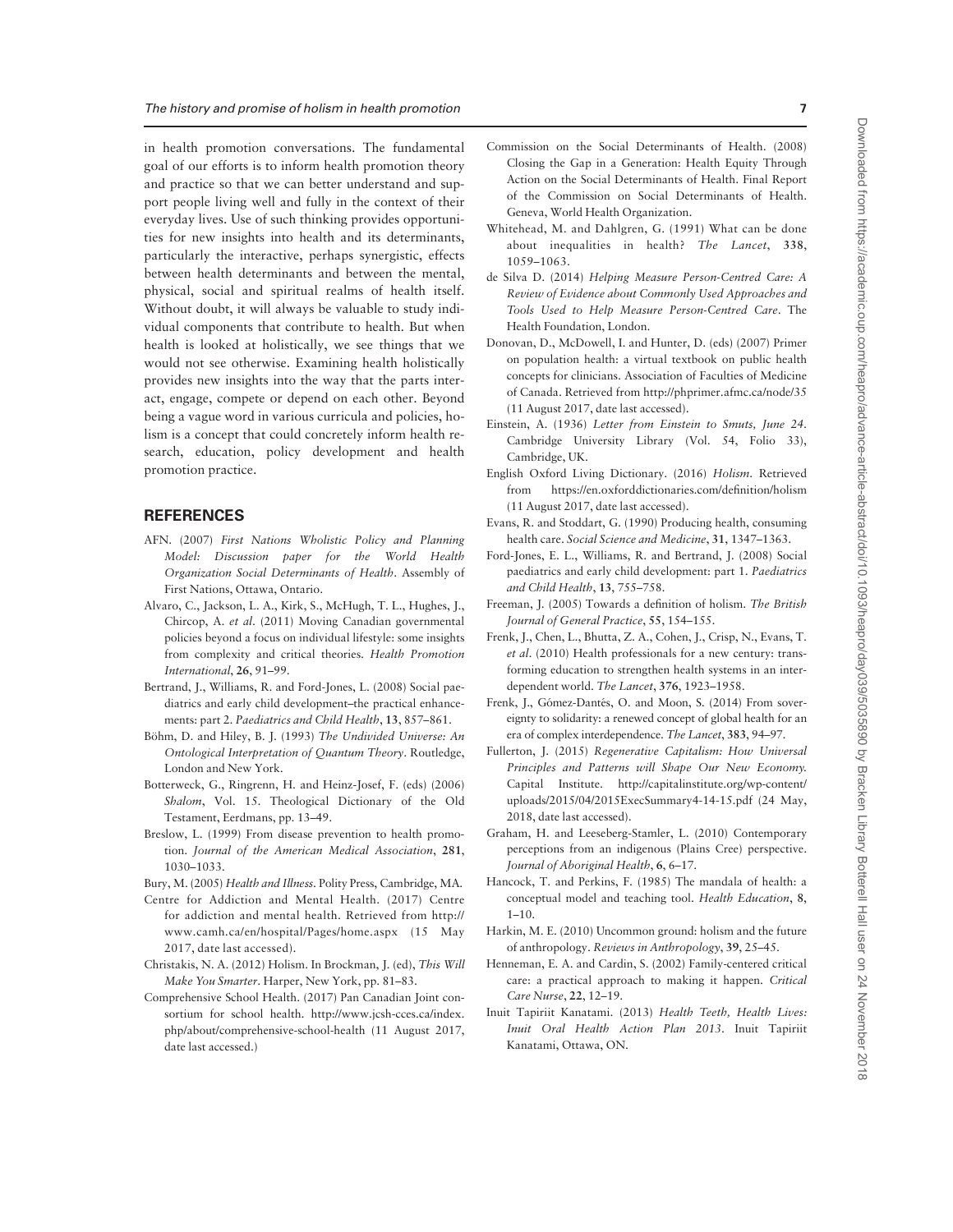in health promotion conversations. The fundamental goal of our efforts is to inform health promotion theory and practice so that we can better understand and support people living well and fully in the context of their everyday lives. Use of such thinking provides opportunities for new insights into health and its determinants, particularly the interactive, perhaps synergistic, effects between health determinants and between the mental, physical, social and spiritual realms of health itself. Without doubt, it will always be valuable to study individual components that contribute to health. But when health is looked at holistically, we see things that we would not see otherwise. Examining health holistically provides new insights into the way that the parts interact, engage, compete or depend on each other. Beyond being a vague word in various curricula and policies, holism is a concept that could concretely inform health research, education, policy development and health promotion practice.

## REFERENCES

AFN. (2007) *First Nations Wholistic Policy and Planning Model: Discussion paper for the World Health Organization Social Determinants of Health*. Assembly of First Nations, Ottawa, Ontario.

Alvaro, C., Jackson, L. A., Kirk, S., McHugh, T. L., Hughes, J., Chircop, A. *et al*. (2011) Moving Canadian governmental policies beyond a focus on individual lifestyle: some insights from complexity and critical theories. *Health Promotion International*, **26**, 91–99.

Bertrand, J., Williams, R. and Ford-Jones, L. (2008) Social paediatrics and early child development–the practical enhancements: part 2. *Paediatrics and Child Health*, **13**, 857–861.

Böhm, D. and Hiley, B. J. (1993) *The Undivided Universe: An Ontological Interpretation of Quantum Theory*. Routledge, London and New York.

Botterweck, G., Ringrenn, H. and Heinz-Josef, F. (eds) (2006) *Shalom*, Vol. 15. Theological Dictionary of the Old Testament, Eerdmans, pp. 13–49.

Breslow, L. (1999) From disease prevention to health promotion. *Journal of the American Medical Association*, **281**, 1030–1033.

Bury, M. (2005) *Health and Illness*. Polity Press, Cambridge, MA.

Centre for Addiction and Mental Health. (2017) Centre for addiction and mental health. Retrieved from http://www.camh.ca/en/hospital/Pages/home.aspx (15 May 2017, date last accessed).

Christakis, N. A. (2012) Holism. In Brockman, J. (ed), *This Will Make You Smarter*. Harper, New York, pp. 81–83.

Comprehensive School Health. (2017) Pan Canadian Joint consortium for school health. http://www.jcsh-cces.ca/index.php/about/comprehensive-school-health (11 August 2017, date last accessed.)

Commission on the Social Determinants of Health. (2008) Closing the Gap in a Generation: Health Equity Through Action on the Social Determinants of Health. Final Report of the Commission on Social Determinants of Health. Geneva, World Health Organization.

Whitehead, M. and Dahlgren, G. (1991) What can be done about inequalities in health? *The Lancet*, **338**, 1059–1063.

de Silva D. (2014) *Helping Measure Person-Centred Care: A Review of Evidence about Commonly Used Approaches and Tools Used to Help Measure Person-Centred Care*. The Health Foundation, London.

Donovan, D., McDowell, I. and Hunter, D. (eds) (2007) Primer on population health: a virtual textbook on public health concepts for clinicians. Association of Faculties of Medicine of Canada. Retrieved from http://phprimer.afmc.ca/node/35 (11 August 2017, date last accessed).

Einstein, A. (1936) *Letter from Einstein to Smuts, June 24*. Cambridge University Library (Vol. 54, Folio 33), Cambridge, UK.

English Oxford Living Dictionary. (2016) *Holism*. Retrieved from https://en.oxforddictionaries.com/definition/holism (11 August 2017, date last accessed).

Evans, R. and Stoddart, G. (1990) Producing health, consuming health care. *Social Science and Medicine*, **31**, 1347–1363.

Ford-Jones, E. L., Williams, R. and Bertrand, J. (2008) Social paediatrics and early child development: part 1. *Paediatrics and Child Health*, **13**, 755–758.

Freeman, J. (2005) Towards a definition of holism. *The British Journal of General Practice*, **55**, 154–155.

Frenk, J., Chen, L., Bhutta, Z. A., Cohen, J., Crisp, N., Evans, T. *et al*. (2010) Health professionals for a new century: transforming education to strengthen health systems in an interdependent world. *The Lancet*, **376**, 1923–1958.

Frenk, J., Gómez-Dantés, O. and Moon, S. (2014) From sovereignty to solidarity: a renewed concept of global health for an era of complex interdependence. *The Lancet*, **383**, 94–97.

Fullerton, J. (2015) *Regenerative Capitalism: How Universal Principles and Patterns will Shape Our New Economy*. Capital Institute. http://capitalinstitute.org/wp-content/uploads/2015/04/2015ExecSummary4-14-15.pdf (24 May, 2018, date last accessed).

Graham, H. and Leeseberg-Stamler, L. (2010) Contemporary perceptions from an indigenous (Plains Cree) perspective. *Journal of Aboriginal Health*, **6**, 6–17.

Hancock, T. and Perkins, F. (1985) The mandala of health: a conceptual model and teaching tool. *Health Education*, **8**, 1–10.

Harkin, M. E. (2010) Uncommon ground: holism and the future of anthropology. *Reviews in Anthropology*, **39**, 25–45.

Henneman, E. A. and Cardin, S. (2002) Family-centered critical care: a practical approach to making it happen. *Critical Care Nurse*, **22**, 12–19.

Inuit Tapiriit Kanatami. (2013) *Health Teeth, Health Lives: Inuit Oral Health Action Plan 2013*. Inuit Tapiriit Kanatami, Ottawa, ON.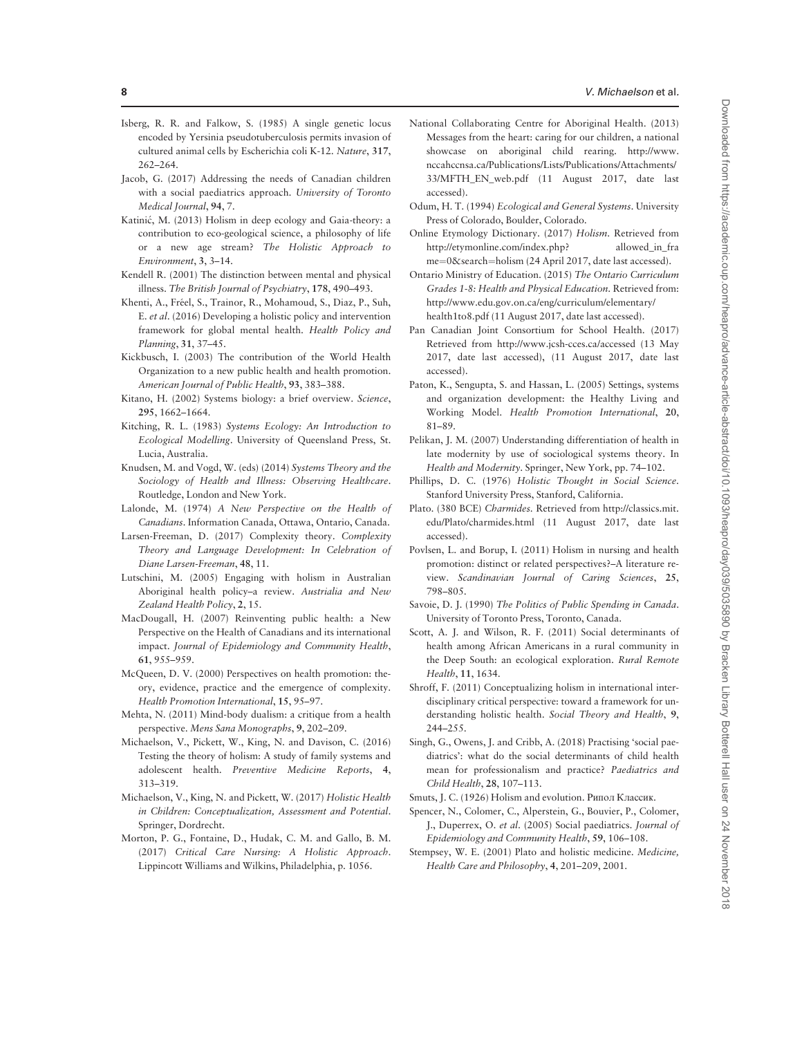Isberg, R. R. and Falkow, S. (1985) A single genetic locus encoded by Yersinia pseudotuberculosis permits invasion of cultured animal cells by Escherichia coli K-12. *Nature*, **317**, 262–264.

Jacob, G. (2017) Addressing the needs of Canadian children with a social paediatrics approach. *University of Toronto Medical Journal*, **94**, 7.

Katinić, M. (2013) Holism in deep ecology and Gaia-theory: a contribution to eco-geological science, a philosophy of life or a new age stream? *The Holistic Approach to Environment*, **3**, 3–14.

Kendell R. (2001) The distinction between mental and physical illness. *The British Journal of Psychiatry*, **178**, 490–493.

Khenti, A., Fréel, S., Trainor, R., Mohamoud, S., Diaz, P., Suh, E. *et al*. (2016) Developing a holistic policy and intervention framework for global mental health. *Health Policy and Planning*, **31**, 37–45.

Kickbusch, I. (2003) The contribution of the World Health Organization to a new public health and health promotion. *American Journal of Public Health*, **93**, 383–388.

Kitano, H. (2002) Systems biology: a brief overview. *Science*, **295**, 1662–1664.

Kitching, R. L. (1983) *Systems Ecology: An Introduction to Ecological Modelling*. University of Queensland Press, St. Lucia, Australia.

Knudsen, M. and Vogd, W. (eds) (2014) *Systems Theory and the Sociology of Health and Illness: Observing Healthcare*. Routledge, London and New York.

Lalonde, M. (1974) *A New Perspective on the Health of Canadians*. Information Canada, Ottawa, Ontario, Canada.

Larsen-Freeman, D. (2017) Complexity theory. *Complexity Theory and Language Development: In Celebration of Diane Larsen-Freeman*, **48**, 11.

Lutschini, M. (2005) Engaging with holism in Australian Aboriginal health policy–a review. *Austrialia and New Zealand Health Policy*, **2**, 15.

MacDougall, H. (2007) Reinventing public health: a New Perspective on the Health of Canadians and its international impact. *Journal of Epidemiology and Community Health*, **61**, 955–959.

McQueen, D. V. (2000) Perspectives on health promotion: theory, evidence, practice and the emergence of complexity. *Health Promotion International*, **15**, 95–97.

Mehta, N. (2011) Mind-body dualism: a critique from a health perspective. *Mens Sana Monographs*, **9**, 202–209.

Michaelson, V., Pickett, W., King, N. and Davison, C. (2016) Testing the theory of holism: A study of family systems and adolescent health. *Preventive Medicine Reports*, **4**, 313–319.

Michaelson, V., King, N. and Pickett, W. (2017) *Holistic Health in Children: Conceptualization, Assessment and Potential*. Springer, Dordrecht.

Morton, P. G., Fontaine, D., Hudak, C. M. and Gallo, B. M. (2017) *Critical Care Nursing: A Holistic Approach*. Lippincott Williams and Wilkins, Philadelphia, p. 1056.

National Collaborating Centre for Aboriginal Health. (2013) Messages from the heart: caring for our children, a national showcase on aboriginal child rearing. http://www.nccahccnsa.ca/Publications/Lists/Publications/Attachments/33/MFTH_EN_web.pdf (11 August 2017, date last accessed).

Odum, H. T. (1994) *Ecological and General Systems*. University Press of Colorado, Boulder, Colorado.

Online Etymology Dictionary. (2017) *Holism*. Retrieved from http://etymonline.com/index.php? allowed_in_frame=0&search=holism (24 April 2017, date last accessed).

Ontario Ministry of Education. (2015) *The Ontario Curriculum Grades 1-8: Health and Physical Education*. Retrieved from: http://www.edu.gov.on.ca/eng/curriculum/elementary/health1to8.pdf (11 August 2017, date last accessed).

Pan Canadian Joint Consortium for School Health. (2017) Retrieved from http://www.jcsh-cces.ca/accessed (13 May 2017, date last accessed), (11 August 2017, date last accessed).

Paton, K., Sengupta, S. and Hassan, L. (2005) Settings, systems and organization development: the Healthy Living and Working Model. *Health Promotion International*, **20**, 81–89.

Pelikan, J. M. (2007) Understanding differentiation of health in late modernity by use of sociological systems theory. In *Health and Modernity*. Springer, New York, pp. 74–102.

Phillips, D. C. (1976) *Holistic Thought in Social Science*. Stanford University Press, Stanford, California.

Plato. (380 BCE) *Charmides*. Retrieved from http://classics.mit.edu/Plato/charmides.html (11 August 2017, date last accessed).

Povlsen, L. and Borup, I. (2011) Holism in nursing and health promotion: distinct or related perspectives?–A literature review. *Scandinavian Journal of Caring Sciences*, **25**, 798–805.

Savoie, D. J. (1990) *The Politics of Public Spending in Canada*. University of Toronto Press, Toronto, Canada.

Scott, A. J. and Wilson, R. F. (2011) Social determinants of health among African Americans in a rural community in the Deep South: an ecological exploration. *Rural Remote Health*, **11**, 1634.

Shroff, F. (2011) Conceptualizing holism in international interdisciplinary critical perspective: toward a framework for understanding holistic health. *Social Theory and Health*, **9**, 244–255.

Singh, G., Owens, J. and Cribb, A. (2018) Practising 'social paediatrics': what do the social determinants of child health mean for professionalism and practice? *Paediatrics and Child Health*, **28**, 107–113.

Smuts, J. C. (1926) Holism and evolution. Рипол Классик.

Spencer, N., Colomer, C., Alperstein, G., Bouvier, P., Colomer, J., Duperrex, O. *et al*. (2005) Social paediatrics. *Journal of Epidemiology and Community Health*, **59**, 106–108.

Stempsey, W. E. (2001) Plato and holistic medicine. *Medicine, Health Care and Philosophy*, **4**, 201–209, 2001.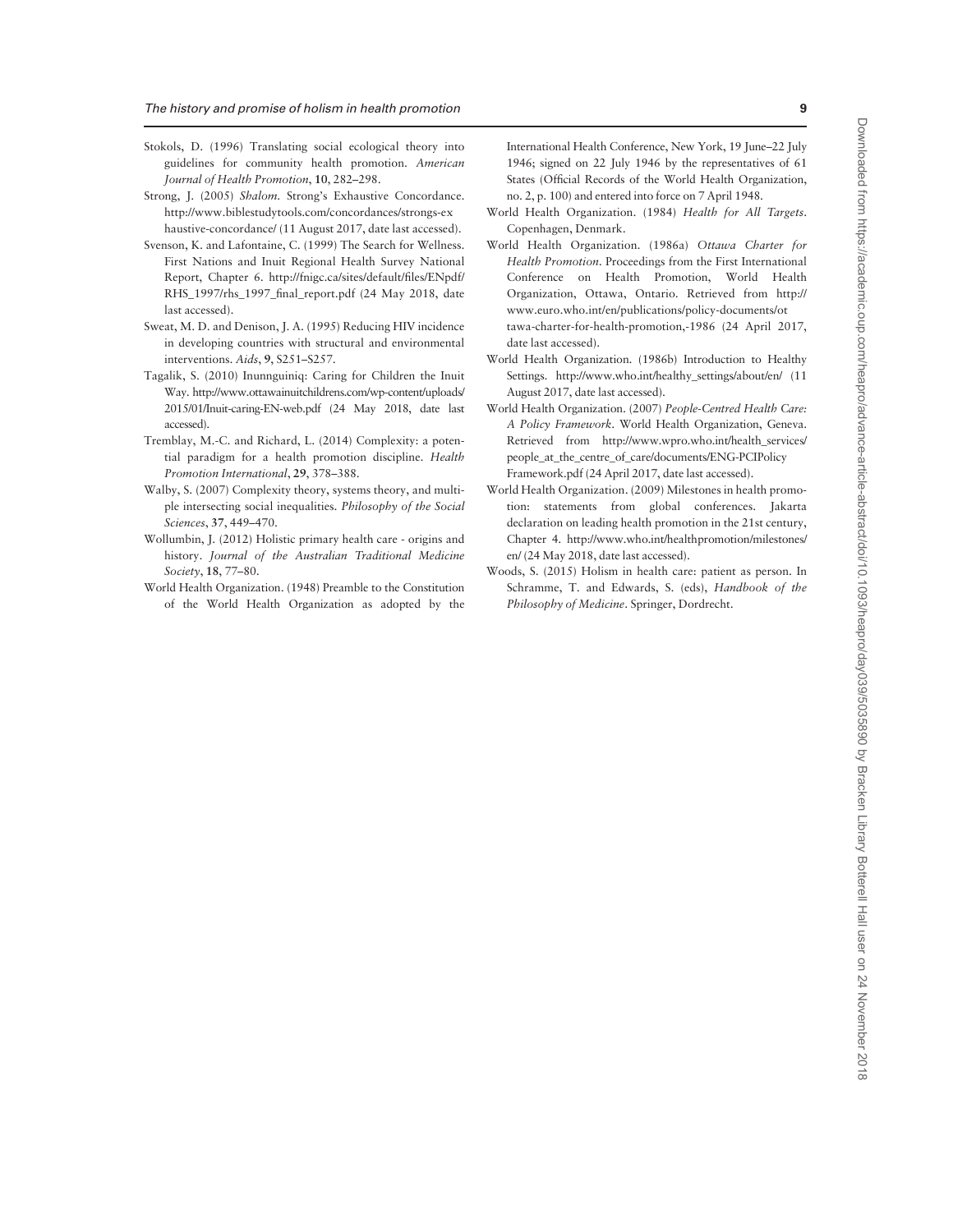Stokols, D. (1996) Translating social ecological theory into guidelines for community health promotion. *American Journal of Health Promotion*, **10**, 282–298.

Strong, J. (2005) *Shalom*. Strong's Exhaustive Concordance. http://www.biblestudytools.com/concordances/strongs-exhaustive-concordance/ (11 August 2017, date last accessed).

Svenson, K. and Lafontaine, C. (1999) The Search for Wellness. First Nations and Inuit Regional Health Survey National Report, Chapter 6. http://fnigc.ca/sites/default/files/ENpdf/RHS_1997/rhs_1997_final_report.pdf (24 May 2018, date last accessed).

Sweat, M. D. and Denison, J. A. (1995) Reducing HIV incidence in developing countries with structural and environmental interventions. *Aids*, **9**, S251–S257.

Tagalik, S. (2010) Inunnguiniq: Caring for Children the Inuit Way. http://www.ottawainuitchildrens.com/wp-content/uploads/2015/01/Inuit-caring-EN-web.pdf (24 May 2018, date last accessed).

Tremblay, M.-C. and Richard, L. (2014) Complexity: a potential paradigm for a health promotion discipline. *Health Promotion International*, **29**, 378–388.

Walby, S. (2007) Complexity theory, systems theory, and multiple intersecting social inequalities. *Philosophy of the Social Sciences*, **37**, 449–470.

Wollumbin, J. (2012) Holistic primary health care - origins and history. *Journal of the Australian Traditional Medicine Society*, **18**, 77–80.

World Health Organization. (1948) Preamble to the Constitution of the World Health Organization as adopted by the International Health Conference, New York, 19 June–22 July 1946; signed on 22 July 1946 by the representatives of 61 States (Official Records of the World Health Organization, no. 2, p. 100) and entered into force on 7 April 1948.

World Health Organization. (1984) *Health for All Targets*. Copenhagen, Denmark.

World Health Organization. (1986a) *Ottawa Charter for Health Promotion*. Proceedings from the First International Conference on Health Promotion, World Health Organization, Ottawa, Ontario. Retrieved from http://www.euro.who.int/en/publications/policy-documents/ottawa-charter-for-health-promotion,-1986 (24 April 2017, date last accessed).

World Health Organization. (1986b) Introduction to Healthy Settings. http://www.who.int/healthy_settings/about/en/ (11 August 2017, date last accessed).

World Health Organization. (2007) *People-Centred Health Care: A Policy Framework*. World Health Organization, Geneva. Retrieved from http://www.wpro.who.int/health_services/people_at_the_centre_of_care/documents/ENG-PCIPolicyFramework.pdf (24 April 2017, date last accessed).

World Health Organization. (2009) Milestones in health promotion: statements from global conferences. Jakarta declaration on leading health promotion in the 21st century, Chapter 4. http://www.who.int/healthpromotion/milestones/en/ (24 May 2018, date last accessed).

Woods, S. (2015) Holism in health care: patient as person. In Schramme, T. and Edwards, S. (eds), *Handbook of the Philosophy of Medicine*. Springer, Dordrecht.